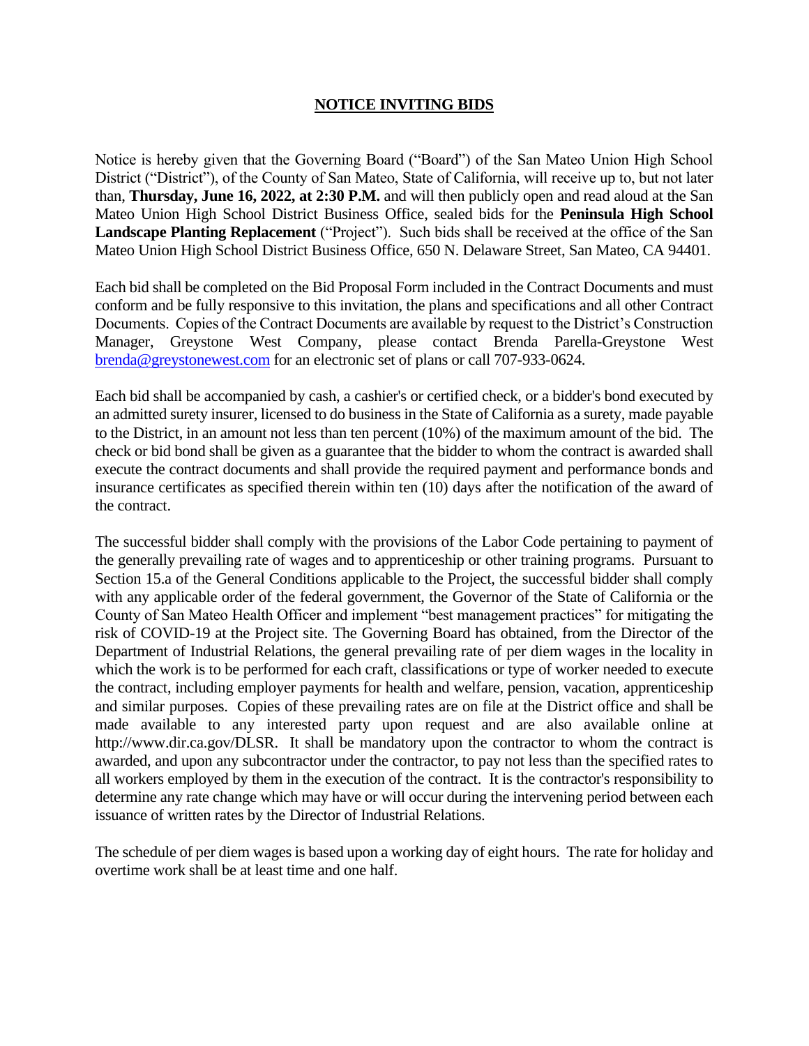# NOTICE INVITING BIDS

Notice is hereby given that the Governing Board ("Board") of the San Mateo Union High School District ("District"), of the County of San Mateo, State of California, will receive up to, but not later than, **Thursday, June 16, 2022, at 2:30 P.M.** and will then publicly open and read aloud at the San Mateo Union High School District Business Office, sealed bids for the **Peninsula High School Landscape Planting Replacement** ("Project"). Such bids shall be received at the office of the San Mateo Union High School District Business Office, 650 N. Delaware Street, San Mateo, CA 94401.

Each bid shall be completed on the Bid Proposal Form included in the Contract Documents and must conform and be fully responsive to this invitation, the plans and specifications and all other Contract Documents. Copies of the Contract Documents are available by request to the District's Construction Manager, Greystone West Company, please contact Brenda Parella-Greystone West brenda@greystonewest.com for an electronic set of plans or call 707-933-0624.

Each bid shall be accompanied by cash, a cashier's or certified check, or a bidder's bond executed by an admitted surety insurer, licensed to do business in the State of California as a surety, made payable to the District, in an amount not less than ten percent (10%) of the maximum amount of the bid. The check or bid bond shall be given as a guarantee that the bidder to whom the contract is awarded shall execute the contract documents and shall provide the required payment and performance bonds and insurance certificates as specified therein within ten (10) days after the notification of the award of the contract.

The successful bidder shall comply with the provisions of the Labor Code pertaining to payment of the generally prevailing rate of wages and to apprenticeship or other training programs. Pursuant to Section 15.a of the General Conditions applicable to the Project, the successful bidder shall comply with any applicable order of the federal government, the Governor of the State of California or the County of San Mateo Health Officer and implement "best management practices" for mitigating the risk of COVID-19 at the Project site. The Governing Board has obtained, from the Director of the Department of Industrial Relations, the general prevailing rate of per diem wages in the locality in which the work is to be performed for each craft, classifications or type of worker needed to execute the contract, including employer payments for health and welfare, pension, vacation, apprenticeship and similar purposes. Copies of these prevailing rates are on file at the District office and shall be made available to any interested party upon request and are also available online at http://www.dir.ca.gov/DLSR. It shall be mandatory upon the contractor to whom the contract is awarded, and upon any subcontractor under the contractor, to pay not less than the specified rates to all workers employed by them in the execution of the contract. It is the contractor's responsibility to determine any rate change which may have or will occur during the intervening period between each issuance of written rates by the Director of Industrial Relations.

The schedule of per diem wages is based upon a working day of eight hours. The rate for holiday and overtime work shall be at least time and one half.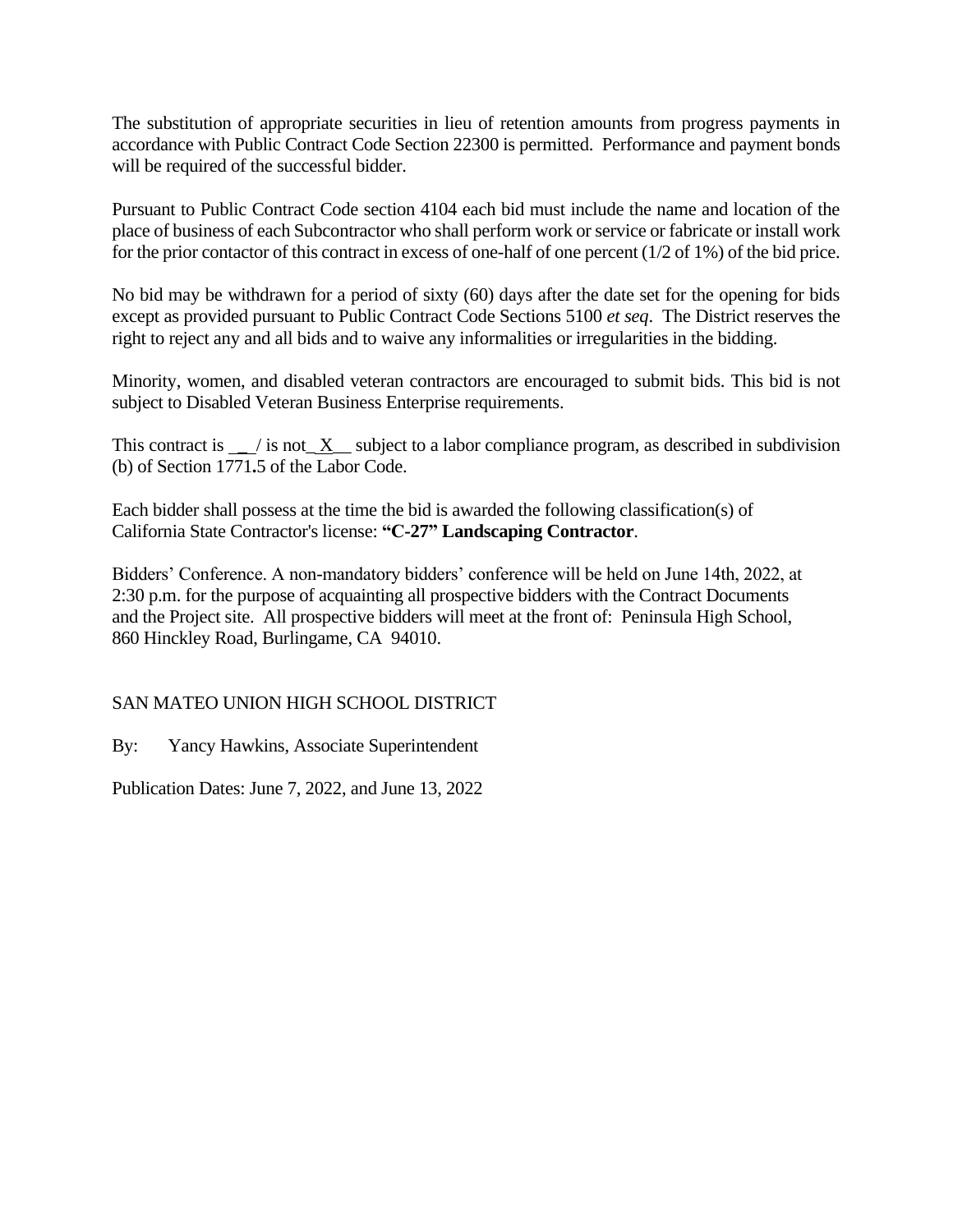The substitution of appropriate securities in lieu of retention amounts from progress payments in accordance with Public Contract Code Section 22300 is permitted. Performance and payment bonds will be required of the successful bidder.

Pursuant to Public Contract Code section 4104 each bid must include the name and location of the place of business of each Subcontractor who shall perform work or service or fabricate or install work for the prior contactor of this contract in excess of one-half of one percent (1/2 of 1%) of the bid price.

No bid may be withdrawn for a period of sixty (60) days after the date set for the opening for bids except as provided pursuant to Public Contract Code Sections 5100 *et seq*. The District reserves the right to reject any and all bids and to waive any informalities or irregularities in the bidding.

Minority, women, and disabled veteran contractors are encouraged to submit bids. This bid is not subject to Disabled Veteran Business Enterprise requirements.

This contract is ___ / is not_ X__ subject to a labor compliance program, as described in subdivision (b) of Section 1771.5 of the Labor Code.

Each bidder shall possess at the time the bid is awarded the following classification(s) of California State Contractor's license: **"C-27" Landscaping Contractor**.

Bidders' Conference. A non-mandatory bidders' conference will be held on June 14th, 2022, at 2:30 p.m. for the purpose of acquainting all prospective bidders with the Contract Documents and the Project site. All prospective bidders will meet at the front of: Peninsula High School, 860 Hinckley Road, Burlingame, CA 94010.

SAN MATEO UNION HIGH SCHOOL DISTRICT

By: Yancy Hawkins, Associate Superintendent

Publication Dates: June 7, 2022, and June 13, 2022